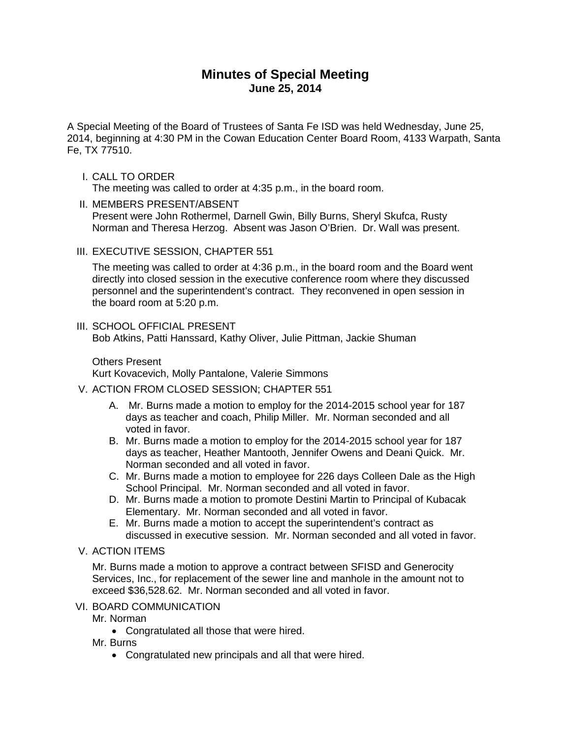# Minutes of Special Meeting
## June 25, 2014

A Special Meeting of the Board of Trustees of Santa Fe ISD was held Wednesday, June 25, 2014, beginning at 4:30 PM in the Cowan Education Center Board Room, 4133 Warpath, Santa Fe, TX 77510.

I. CALL TO ORDER
The meeting was called to order at 4:35 p.m., in the board room.

II. MEMBERS PRESENT/ABSENT
Present were John Rothermel, Darnell Gwin, Billy Burns, Sheryl Skufca, Rusty Norman and Theresa Herzog. Absent was Jason O'Brien. Dr. Wall was present.

III. EXECUTIVE SESSION, CHAPTER 551

The meeting was called to order at 4:36 p.m., in the board room and the Board went directly into closed session in the executive conference room where they discussed personnel and the superintendent's contract. They reconvened in open session in the board room at 5:20 p.m.

III. SCHOOL OFFICIAL PRESENT
Bob Atkins, Patti Hanssard, Kathy Oliver, Julie Pittman, Jackie Shuman

Others Present
Kurt Kovacevich, Molly Pantalone, Valerie Simmons

V. ACTION FROM CLOSED SESSION; CHAPTER 551

A. Mr. Burns made a motion to employ for the 2014-2015 school year for 187 days as teacher and coach, Philip Miller. Mr. Norman seconded and all voted in favor.
B. Mr. Burns made a motion to employ for the 2014-2015 school year for 187 days as teacher, Heather Mantooth, Jennifer Owens and Deani Quick. Mr. Norman seconded and all voted in favor.
C. Mr. Burns made a motion to employee for 226 days Colleen Dale as the High School Principal. Mr. Norman seconded and all voted in favor.
D. Mr. Burns made a motion to promote Destini Martin to Principal of Kubacak Elementary. Mr. Norman seconded and all voted in favor.
E. Mr. Burns made a motion to accept the superintendent's contract as discussed in executive session. Mr. Norman seconded and all voted in favor.

V. ACTION ITEMS

Mr. Burns made a motion to approve a contract between SFISD and Generocity Services, Inc., for replacement of the sewer line and manhole in the amount not to exceed $36,528.62. Mr. Norman seconded and all voted in favor.

VI. BOARD COMMUNICATION

Mr. Norman
- Congratulated all those that were hired.

Mr. Burns
- Congratulated new principals and all that were hired.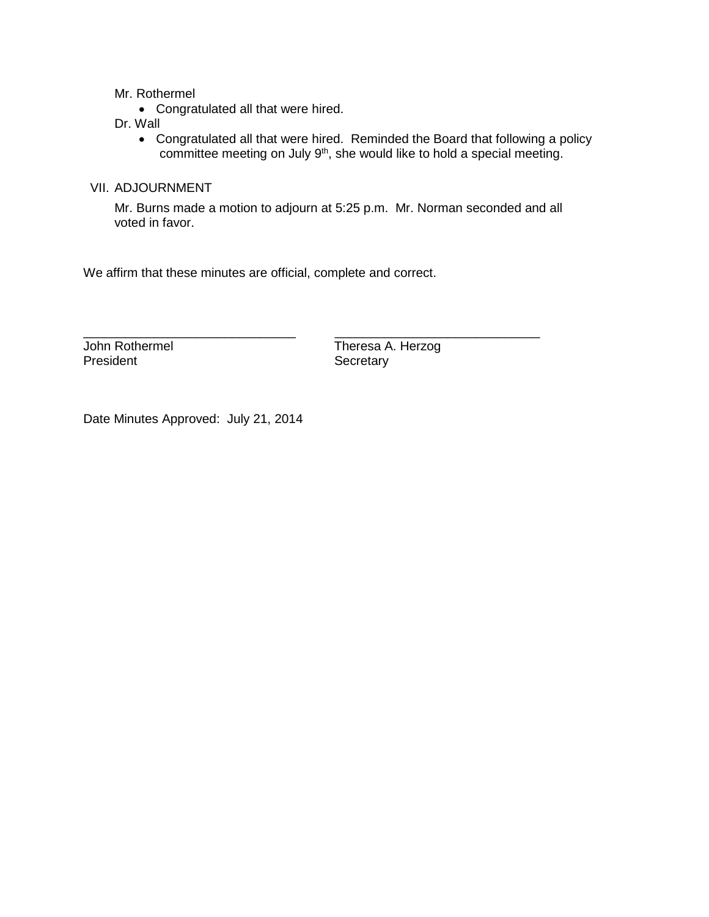Mr. Rothermel

- Congratulated all that were hired.

Dr. Wall

- Congratulated all that were hired. Reminded the Board that following a policy committee meeting on July 9th, she would like to hold a special meeting.

VII. ADJOURNMENT

Mr. Burns made a motion to adjourn at 5:25 p.m. Mr. Norman seconded and all voted in favor.

We affirm that these minutes are official, complete and correct.

| | |
|---|---|
| _______________________________ | _______________________________ |
| John Rothermel | Theresa A. Herzog |
| President | Secretary |

Date Minutes Approved: July 21, 2014